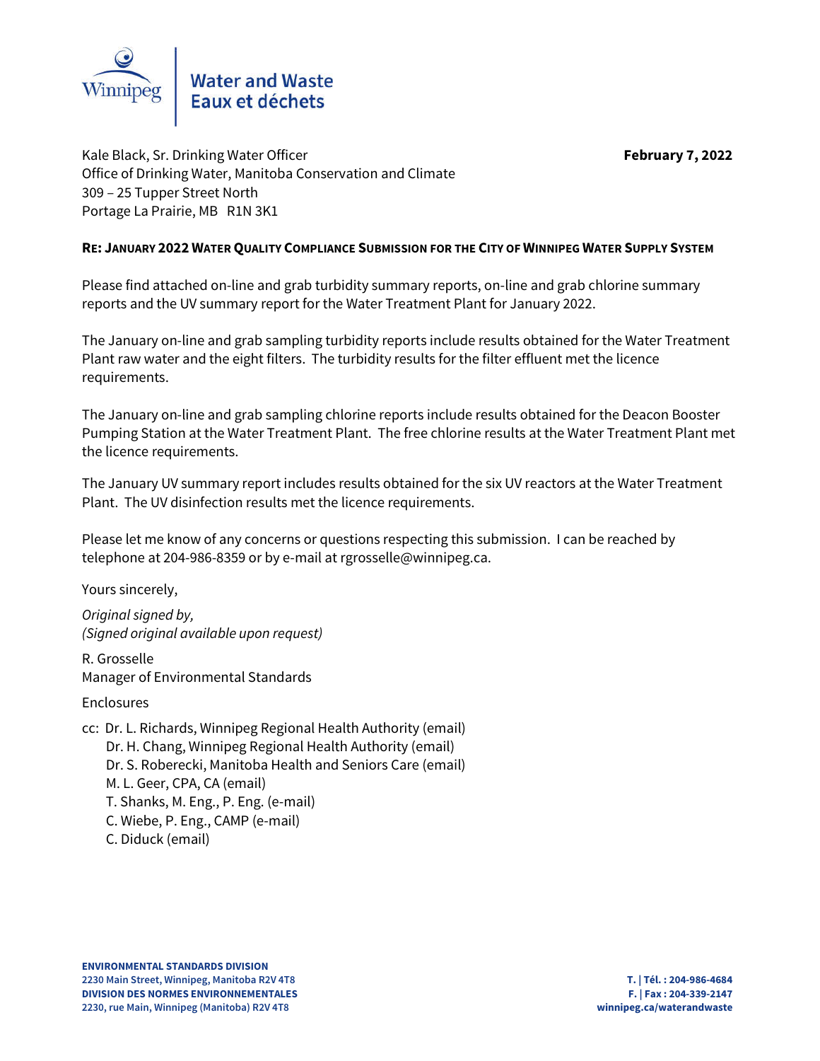Winnipeg | Water and Waste
Eaux et déchets

Kale Black, Sr. Drinking Water Officer
Office of Drinking Water, Manitoba Conservation and Climate
309 – 25 Tupper Street North
Portage La Prairie, MB R1N 3K1

**February 7, 2022**

**RE: JANUARY 2022 WATER QUALITY COMPLIANCE SUBMISSION FOR THE CITY OF WINNIPEG WATER SUPPLY SYSTEM**

Please find attached on-line and grab turbidity summary reports, on-line and grab chlorine summary reports and the UV summary report for the Water Treatment Plant for January 2022.

The January on-line and grab sampling turbidity reports include results obtained for the Water Treatment Plant raw water and the eight filters. The turbidity results for the filter effluent met the licence requirements.

The January on-line and grab sampling chlorine reports include results obtained for the Deacon Booster Pumping Station at the Water Treatment Plant. The free chlorine results at the Water Treatment Plant met the licence requirements.

The January UV summary report includes results obtained for the six UV reactors at the Water Treatment Plant. The UV disinfection results met the licence requirements.

Please let me know of any concerns or questions respecting this submission. I can be reached by telephone at 204-986-8359 or by e-mail at rgrosselle@winnipeg.ca.

Yours sincerely,

*Original signed by,*
*(Signed original available upon request)*

R. Grosselle
Manager of Environmental Standards

Enclosures

cc: Dr. L. Richards, Winnipeg Regional Health Authority (email)
Dr. H. Chang, Winnipeg Regional Health Authority (email)
Dr. S. Roberecki, Manitoba Health and Seniors Care (email)
M. L. Geer, CPA, CA (email)
T. Shanks, M. Eng., P. Eng. (e-mail)
C. Wiebe, P. Eng., CAMP (e-mail)
C. Diduck (email)

**ENVIRONMENTAL STANDARDS DIVISION**
**2230 Main Street, Winnipeg, Manitoba R2V 4T8**
**DIVISION DES NORMES ENVIRONNEMENTALES**
**2230, rue Main, Winnipeg (Manitoba) R2V 4T8**

**T. | Tél. : 204-986-4684**
**F. | Fax : 204-339-2147**
**winnipeg.ca/waterandwaste**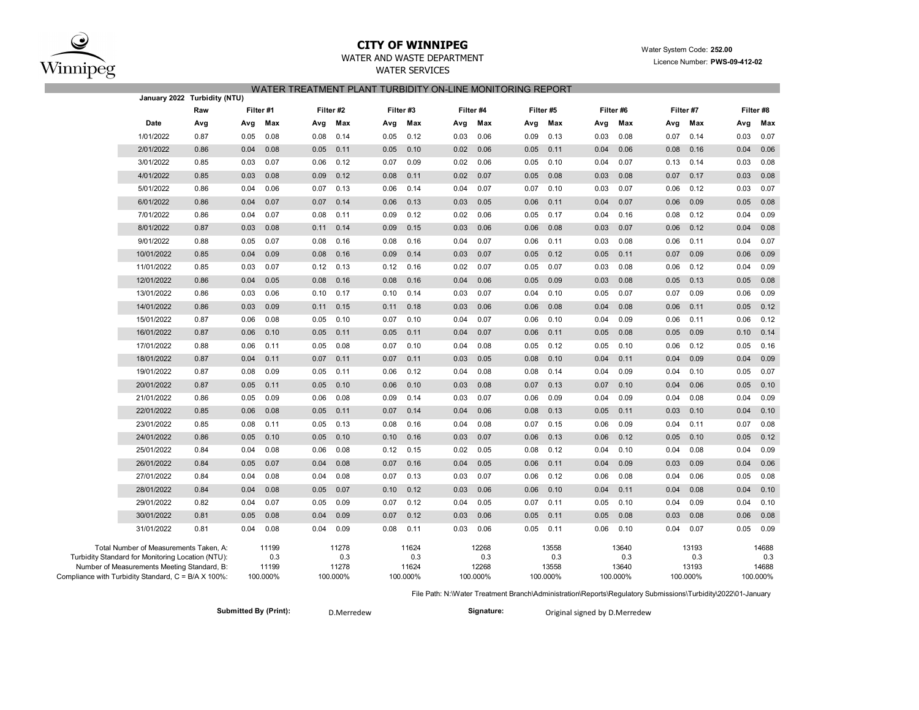# CITY OF WINNIPEG

WATER AND WASTE DEPARTMENT

WATER SERVICES

Water System Code: **252.00**

Licence Number: **PWS-09-412-02**

## WATER TREATMENT PLANT TURBIDITY ON-LINE MONITORING REPORT

**January 2022 Turbidity (NTU)**

| | Raw | Filter #1 | | Filter #2 | | Filter #3 | | Filter #4 | | Filter #5 | | Filter #6 | | Filter #7 | | Filter #8 | |
|---|---|---|---|---|---|---|---|---|---|---|---|---|---|---|---|---|---|
| **Date** | **Avg** | **Avg** | **Max** | **Avg** | **Max** | **Avg** | **Max** | **Avg** | **Max** | **Avg** | **Max** | **Avg** | **Max** | **Avg** | **Max** | **Avg** | **Max** |
| 1/01/2022 | 0.87 | 0.05 | 0.08 | 0.08 | 0.14 | 0.05 | 0.12 | 0.03 | 0.06 | 0.09 | 0.13 | 0.03 | 0.08 | 0.07 | 0.14 | 0.03 | 0.07 |
| 2/01/2022 | 0.86 | 0.04 | 0.08 | 0.05 | 0.11 | 0.05 | 0.10 | 0.02 | 0.06 | 0.05 | 0.11 | 0.04 | 0.06 | 0.08 | 0.16 | 0.04 | 0.06 |
| 3/01/2022 | 0.85 | 0.03 | 0.07 | 0.06 | 0.12 | 0.07 | 0.09 | 0.02 | 0.06 | 0.05 | 0.10 | 0.04 | 0.07 | 0.13 | 0.14 | 0.03 | 0.08 |
| 4/01/2022 | 0.85 | 0.03 | 0.08 | 0.09 | 0.12 | 0.08 | 0.11 | 0.02 | 0.07 | 0.05 | 0.08 | 0.03 | 0.08 | 0.07 | 0.17 | 0.03 | 0.08 |
| 5/01/2022 | 0.86 | 0.04 | 0.06 | 0.07 | 0.13 | 0.06 | 0.14 | 0.04 | 0.07 | 0.07 | 0.10 | 0.03 | 0.07 | 0.06 | 0.12 | 0.03 | 0.07 |
| 6/01/2022 | 0.86 | 0.04 | 0.07 | 0.07 | 0.14 | 0.06 | 0.13 | 0.03 | 0.05 | 0.06 | 0.11 | 0.04 | 0.07 | 0.06 | 0.09 | 0.05 | 0.08 |
| 7/01/2022 | 0.86 | 0.04 | 0.07 | 0.08 | 0.11 | 0.09 | 0.12 | 0.02 | 0.06 | 0.05 | 0.17 | 0.04 | 0.16 | 0.08 | 0.12 | 0.04 | 0.09 |
| 8/01/2022 | 0.87 | 0.03 | 0.08 | 0.11 | 0.14 | 0.09 | 0.15 | 0.03 | 0.06 | 0.06 | 0.08 | 0.03 | 0.07 | 0.06 | 0.12 | 0.04 | 0.08 |
| 9/01/2022 | 0.88 | 0.05 | 0.07 | 0.08 | 0.16 | 0.08 | 0.16 | 0.04 | 0.07 | 0.06 | 0.11 | 0.03 | 0.08 | 0.06 | 0.11 | 0.04 | 0.07 |
| 10/01/2022 | 0.85 | 0.04 | 0.09 | 0.08 | 0.16 | 0.09 | 0.14 | 0.03 | 0.07 | 0.05 | 0.12 | 0.05 | 0.11 | 0.07 | 0.09 | 0.06 | 0.09 |
| 11/01/2022 | 0.85 | 0.03 | 0.07 | 0.12 | 0.13 | 0.12 | 0.16 | 0.02 | 0.07 | 0.05 | 0.07 | 0.03 | 0.08 | 0.06 | 0.12 | 0.04 | 0.09 |
| 12/01/2022 | 0.86 | 0.04 | 0.05 | 0.08 | 0.16 | 0.08 | 0.16 | 0.04 | 0.06 | 0.05 | 0.09 | 0.03 | 0.08 | 0.05 | 0.13 | 0.05 | 0.08 |
| 13/01/2022 | 0.86 | 0.03 | 0.06 | 0.10 | 0.17 | 0.10 | 0.14 | 0.03 | 0.07 | 0.04 | 0.10 | 0.05 | 0.07 | 0.07 | 0.09 | 0.06 | 0.09 |
| 14/01/2022 | 0.86 | 0.03 | 0.09 | 0.11 | 0.15 | 0.11 | 0.18 | 0.03 | 0.06 | 0.06 | 0.08 | 0.04 | 0.08 | 0.06 | 0.11 | 0.05 | 0.12 |
| 15/01/2022 | 0.87 | 0.06 | 0.08 | 0.05 | 0.10 | 0.07 | 0.10 | 0.04 | 0.07 | 0.06 | 0.10 | 0.04 | 0.09 | 0.06 | 0.11 | 0.06 | 0.12 |
| 16/01/2022 | 0.87 | 0.06 | 0.10 | 0.05 | 0.11 | 0.05 | 0.11 | 0.04 | 0.07 | 0.06 | 0.11 | 0.05 | 0.08 | 0.05 | 0.09 | 0.10 | 0.14 |
| 17/01/2022 | 0.88 | 0.06 | 0.11 | 0.05 | 0.08 | 0.07 | 0.10 | 0.04 | 0.08 | 0.05 | 0.12 | 0.05 | 0.10 | 0.06 | 0.12 | 0.05 | 0.16 |
| 18/01/2022 | 0.87 | 0.04 | 0.11 | 0.07 | 0.11 | 0.07 | 0.11 | 0.03 | 0.05 | 0.08 | 0.10 | 0.04 | 0.11 | 0.04 | 0.09 | 0.04 | 0.09 |
| 19/01/2022 | 0.87 | 0.08 | 0.09 | 0.05 | 0.11 | 0.06 | 0.12 | 0.04 | 0.08 | 0.08 | 0.14 | 0.04 | 0.09 | 0.04 | 0.10 | 0.05 | 0.07 |
| 20/01/2022 | 0.87 | 0.05 | 0.11 | 0.05 | 0.10 | 0.06 | 0.10 | 0.03 | 0.08 | 0.07 | 0.13 | 0.07 | 0.10 | 0.04 | 0.06 | 0.05 | 0.10 |
| 21/01/2022 | 0.86 | 0.05 | 0.09 | 0.06 | 0.08 | 0.09 | 0.14 | 0.03 | 0.07 | 0.06 | 0.09 | 0.04 | 0.09 | 0.04 | 0.08 | 0.04 | 0.09 |
| 22/01/2022 | 0.85 | 0.06 | 0.08 | 0.05 | 0.11 | 0.07 | 0.14 | 0.04 | 0.06 | 0.08 | 0.13 | 0.05 | 0.11 | 0.03 | 0.10 | 0.04 | 0.10 |
| 23/01/2022 | 0.85 | 0.08 | 0.11 | 0.05 | 0.13 | 0.08 | 0.16 | 0.04 | 0.08 | 0.07 | 0.15 | 0.06 | 0.09 | 0.04 | 0.11 | 0.07 | 0.08 |
| 24/01/2022 | 0.86 | 0.05 | 0.10 | 0.05 | 0.10 | 0.10 | 0.16 | 0.03 | 0.07 | 0.06 | 0.13 | 0.06 | 0.12 | 0.05 | 0.10 | 0.05 | 0.12 |
| 25/01/2022 | 0.84 | 0.04 | 0.08 | 0.06 | 0.08 | 0.12 | 0.15 | 0.02 | 0.05 | 0.08 | 0.12 | 0.04 | 0.10 | 0.04 | 0.08 | 0.04 | 0.09 |
| 26/01/2022 | 0.84 | 0.05 | 0.07 | 0.04 | 0.08 | 0.07 | 0.16 | 0.04 | 0.05 | 0.06 | 0.11 | 0.04 | 0.09 | 0.03 | 0.09 | 0.04 | 0.06 |
| 27/01/2022 | 0.84 | 0.04 | 0.08 | 0.04 | 0.08 | 0.07 | 0.13 | 0.03 | 0.07 | 0.06 | 0.12 | 0.06 | 0.08 | 0.04 | 0.06 | 0.05 | 0.08 |
| 28/01/2022 | 0.84 | 0.04 | 0.08 | 0.05 | 0.07 | 0.10 | 0.12 | 0.03 | 0.06 | 0.06 | 0.10 | 0.04 | 0.11 | 0.04 | 0.08 | 0.04 | 0.10 |
| 29/01/2022 | 0.82 | 0.04 | 0.07 | 0.05 | 0.09 | 0.07 | 0.12 | 0.04 | 0.05 | 0.07 | 0.11 | 0.05 | 0.10 | 0.04 | 0.09 | 0.04 | 0.10 |
| 30/01/2022 | 0.81 | 0.05 | 0.08 | 0.04 | 0.09 | 0.07 | 0.12 | 0.03 | 0.06 | 0.05 | 0.11 | 0.05 | 0.08 | 0.03 | 0.08 | 0.06 | 0.08 |
| 31/01/2022 | 0.81 | 0.04 | 0.08 | 0.04 | 0.09 | 0.08 | 0.11 | 0.03 | 0.06 | 0.05 | 0.11 | 0.06 | 0.10 | 0.04 | 0.07 | 0.05 | 0.09 |
| Total Number of Measurements Taken, A: | | 11199 | | 11278 | | 11624 | | 12268 | | 13558 | | 13640 | | 13193 | | 14688 | |
| Turbidity Standard for Monitoring Location (NTU): | | 0.3 | | 0.3 | | 0.3 | | 0.3 | | 0.3 | | 0.3 | | 0.3 | | 0.3 | |
| Number of Measurements Meeting Standard, B: | | 11199 | | 11278 | | 11624 | | 12268 | | 13558 | | 13640 | | 13193 | | 14688 | |
| Compliance with Turbidity Standard, C = B/A X 100%: | | 100.000% | | 100.000% | | 100.000% | | 100.000% | | 100.000% | | 100.000% | | 100.000% | | 100.000% | |

File Path: N:\Water Treatment Branch\Administration\Reports\Regulatory Submissions\Turbidity\2022\01-January

**Submitted By (Print):** D.Merredew

**Signature:** Original signed by D.Merredew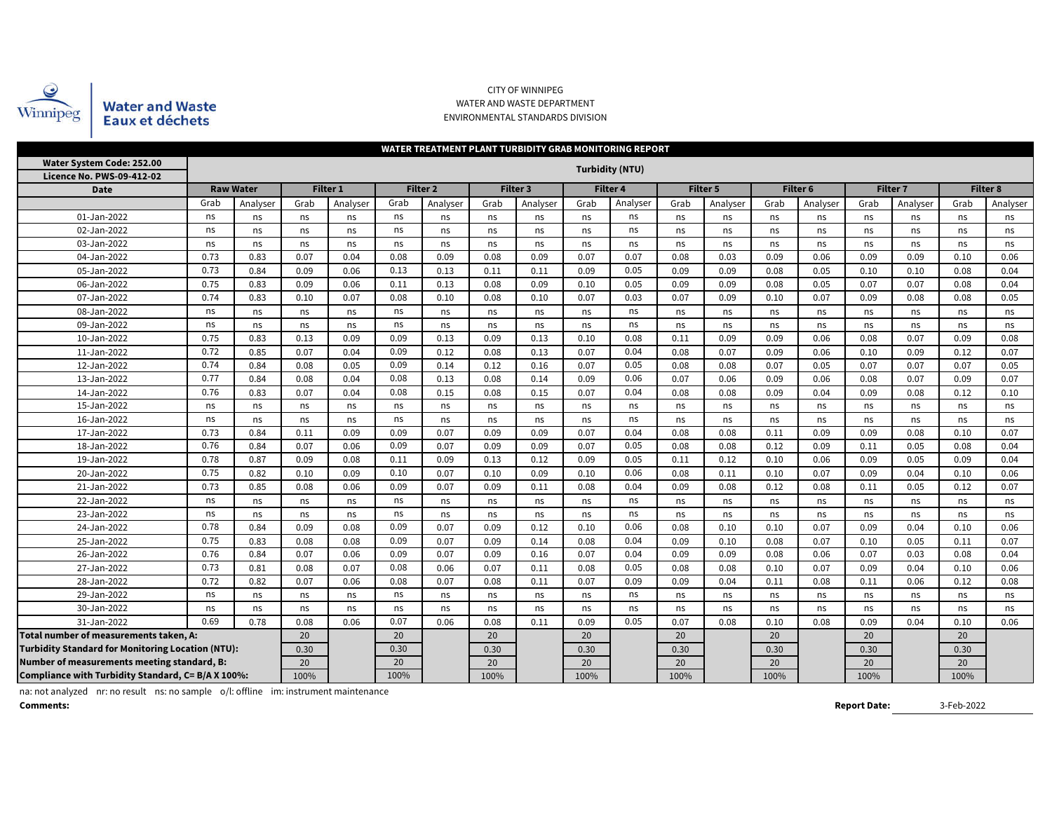Winnipeg Water and Waste Eaux et déchets

CITY OF WINNIPEG
WATER AND WASTE DEPARTMENT
ENVIRONMENTAL STANDARDS DIVISION

## WATER TREATMENT PLANT TURBIDITY GRAB MONITORING REPORT

| Water System Code: 252.00<br>Licence No. PWS-09-412-02 | Turbidity (NTU) | | | | | | | | | | | | | | | | | |
|---|---|---|---|---|---|---|---|---|---|---|---|---|---|---|---|---|---|---|
| Date | Raw Water | | Filter 1 | | Filter 2 | | Filter 3 | | Filter 4 | | Filter 5 | | Filter 6 | | Filter 7 | | Filter 8 | |
| | Grab | Analyser | Grab | Analyser | Grab | Analyser | Grab | Analyser | Grab | Analyser | Grab | Analyser | Grab | Analyser | Grab | Analyser | Grab | Analyser |
| 01-Jan-2022 | ns | ns | ns | ns | ns | ns | ns | ns | ns | ns | ns | ns | ns | ns | ns | ns | ns | ns |
| 02-Jan-2022 | ns | ns | ns | ns | ns | ns | ns | ns | ns | ns | ns | ns | ns | ns | ns | ns | ns | ns |
| 03-Jan-2022 | ns | ns | ns | ns | ns | ns | ns | ns | ns | ns | ns | ns | ns | ns | ns | ns | ns | ns |
| 04-Jan-2022 | 0.73 | 0.83 | 0.07 | 0.04 | 0.08 | 0.09 | 0.08 | 0.09 | 0.07 | 0.07 | 0.08 | 0.03 | 0.09 | 0.06 | 0.09 | 0.09 | 0.10 | 0.06 |
| 05-Jan-2022 | 0.73 | 0.84 | 0.09 | 0.06 | 0.13 | 0.13 | 0.11 | 0.11 | 0.09 | 0.05 | 0.09 | 0.09 | 0.08 | 0.05 | 0.10 | 0.10 | 0.08 | 0.04 |
| 06-Jan-2022 | 0.75 | 0.83 | 0.09 | 0.06 | 0.11 | 0.13 | 0.08 | 0.09 | 0.10 | 0.05 | 0.09 | 0.09 | 0.08 | 0.05 | 0.07 | 0.07 | 0.08 | 0.04 |
| 07-Jan-2022 | 0.74 | 0.83 | 0.10 | 0.07 | 0.08 | 0.10 | 0.08 | 0.10 | 0.07 | 0.03 | 0.07 | 0.09 | 0.10 | 0.07 | 0.09 | 0.08 | 0.08 | 0.05 |
| 08-Jan-2022 | ns | ns | ns | ns | ns | ns | ns | ns | ns | ns | ns | ns | ns | ns | ns | ns | ns | ns |
| 09-Jan-2022 | ns | ns | ns | ns | ns | ns | ns | ns | ns | ns | ns | ns | ns | ns | ns | ns | ns | ns |
| 10-Jan-2022 | 0.75 | 0.83 | 0.13 | 0.09 | 0.09 | 0.13 | 0.09 | 0.13 | 0.10 | 0.08 | 0.11 | 0.09 | 0.09 | 0.06 | 0.08 | 0.07 | 0.09 | 0.08 |
| 11-Jan-2022 | 0.72 | 0.85 | 0.07 | 0.04 | 0.09 | 0.12 | 0.08 | 0.13 | 0.07 | 0.04 | 0.08 | 0.07 | 0.09 | 0.06 | 0.10 | 0.09 | 0.12 | 0.07 |
| 12-Jan-2022 | 0.74 | 0.84 | 0.08 | 0.05 | 0.09 | 0.14 | 0.12 | 0.16 | 0.07 | 0.05 | 0.08 | 0.08 | 0.07 | 0.05 | 0.07 | 0.07 | 0.07 | 0.05 |
| 13-Jan-2022 | 0.77 | 0.84 | 0.08 | 0.04 | 0.08 | 0.13 | 0.08 | 0.14 | 0.09 | 0.06 | 0.07 | 0.06 | 0.09 | 0.06 | 0.08 | 0.07 | 0.09 | 0.07 |
| 14-Jan-2022 | 0.76 | 0.83 | 0.07 | 0.04 | 0.08 | 0.15 | 0.08 | 0.15 | 0.07 | 0.04 | 0.08 | 0.08 | 0.09 | 0.04 | 0.09 | 0.08 | 0.12 | 0.10 |
| 15-Jan-2022 | ns | ns | ns | ns | ns | ns | ns | ns | ns | ns | ns | ns | ns | ns | ns | ns | ns | ns |
| 16-Jan-2022 | ns | ns | ns | ns | ns | ns | ns | ns | ns | ns | ns | ns | ns | ns | ns | ns | ns | ns |
| 17-Jan-2022 | 0.73 | 0.84 | 0.11 | 0.09 | 0.09 | 0.07 | 0.09 | 0.09 | 0.07 | 0.04 | 0.08 | 0.08 | 0.11 | 0.09 | 0.09 | 0.08 | 0.10 | 0.07 |
| 18-Jan-2022 | 0.76 | 0.84 | 0.07 | 0.06 | 0.09 | 0.07 | 0.09 | 0.09 | 0.07 | 0.05 | 0.08 | 0.08 | 0.12 | 0.09 | 0.11 | 0.05 | 0.08 | 0.04 |
| 19-Jan-2022 | 0.78 | 0.87 | 0.09 | 0.08 | 0.11 | 0.09 | 0.13 | 0.12 | 0.09 | 0.05 | 0.11 | 0.12 | 0.10 | 0.06 | 0.09 | 0.05 | 0.09 | 0.04 |
| 20-Jan-2022 | 0.75 | 0.82 | 0.10 | 0.09 | 0.10 | 0.07 | 0.10 | 0.09 | 0.10 | 0.06 | 0.08 | 0.11 | 0.10 | 0.07 | 0.09 | 0.04 | 0.10 | 0.06 |
| 21-Jan-2022 | 0.73 | 0.85 | 0.08 | 0.06 | 0.09 | 0.07 | 0.09 | 0.11 | 0.08 | 0.04 | 0.09 | 0.08 | 0.12 | 0.08 | 0.11 | 0.05 | 0.12 | 0.07 |
| 22-Jan-2022 | ns | ns | ns | ns | ns | ns | ns | ns | ns | ns | ns | ns | ns | ns | ns | ns | ns | ns |
| 23-Jan-2022 | ns | ns | ns | ns | ns | ns | ns | ns | ns | ns | ns | ns | ns | ns | ns | ns | ns | ns |
| 24-Jan-2022 | 0.78 | 0.84 | 0.09 | 0.08 | 0.09 | 0.07 | 0.09 | 0.12 | 0.10 | 0.06 | 0.08 | 0.10 | 0.10 | 0.07 | 0.09 | 0.04 | 0.10 | 0.06 |
| 25-Jan-2022 | 0.75 | 0.83 | 0.08 | 0.08 | 0.09 | 0.07 | 0.09 | 0.14 | 0.08 | 0.04 | 0.09 | 0.10 | 0.08 | 0.07 | 0.10 | 0.05 | 0.11 | 0.07 |
| 26-Jan-2022 | 0.76 | 0.84 | 0.07 | 0.06 | 0.09 | 0.07 | 0.09 | 0.16 | 0.07 | 0.04 | 0.09 | 0.09 | 0.08 | 0.06 | 0.07 | 0.03 | 0.08 | 0.04 |
| 27-Jan-2022 | 0.73 | 0.81 | 0.08 | 0.07 | 0.08 | 0.06 | 0.07 | 0.11 | 0.08 | 0.05 | 0.08 | 0.08 | 0.10 | 0.07 | 0.09 | 0.04 | 0.10 | 0.06 |
| 28-Jan-2022 | 0.72 | 0.82 | 0.07 | 0.06 | 0.08 | 0.07 | 0.08 | 0.11 | 0.07 | 0.09 | 0.09 | 0.04 | 0.11 | 0.08 | 0.11 | 0.06 | 0.12 | 0.08 |
| 29-Jan-2022 | ns | ns | ns | ns | ns | ns | ns | ns | ns | ns | ns | ns | ns | ns | ns | ns | ns | ns |
| 30-Jan-2022 | ns | ns | ns | ns | ns | ns | ns | ns | ns | ns | ns | ns | ns | ns | ns | ns | ns | ns |
| 31-Jan-2022 | 0.69 | 0.78 | 0.08 | 0.06 | 0.07 | 0.06 | 0.08 | 0.11 | 0.09 | 0.05 | 0.07 | 0.08 | 0.10 | 0.08 | 0.09 | 0.04 | 0.10 | 0.06 |
| **Total number of measurements taken, A:** | | | 20 | | 20 | | 20 | | 20 | | 20 | | 20 | | 20 | | 20 | |
| **Turbidity Standard for Monitoring Location (NTU):** | | | 0.30 | | 0.30 | | 0.30 | | 0.30 | | 0.30 | | 0.30 | | 0.30 | | 0.30 | |
| **Number of measurements meeting standard, B:** | | | 20 | | 20 | | 20 | | 20 | | 20 | | 20 | | 20 | | 20 | |
| **Compliance with Turbidity Standard, C= B/A X 100%:** | | | 100% | | 100% | | 100% | | 100% | | 100% | | 100% | | 100% | | 100% | |

na: not analyzed   nr: no result   ns: no sample   o/l: offline   im: instrument maintenance

**Comments:**

**Report Date:** 3-Feb-2022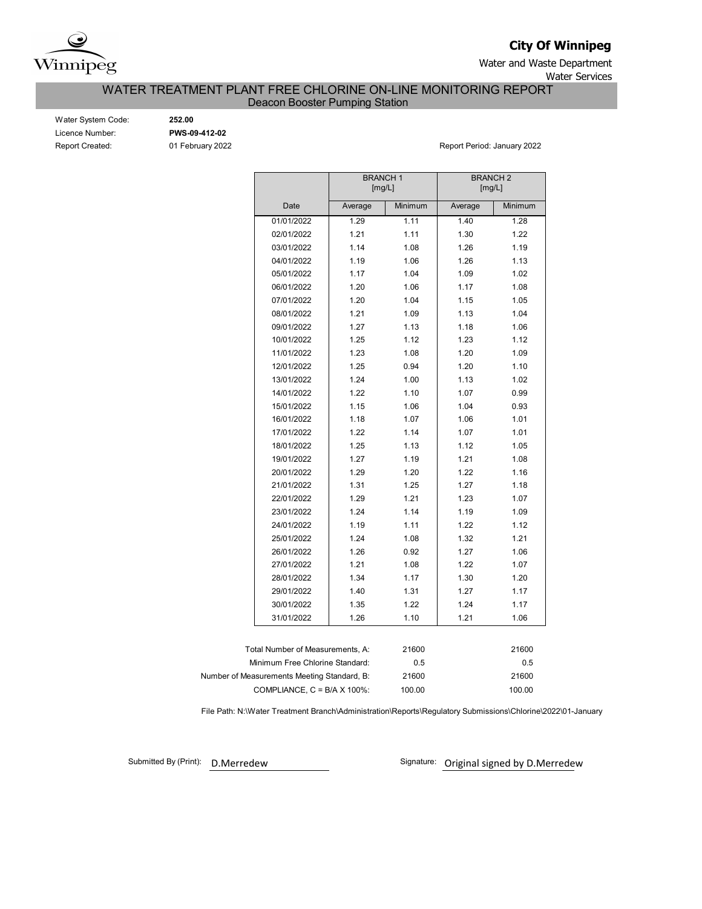**City Of Winnipeg**

Water and Waste Department

Water Services

# WATER TREATMENT PLANT FREE CHLORINE ON-LINE MONITORING REPORT

## Deacon Booster Pumping Station

Water System Code: **252.00**

Licence Number: **PWS-09-412-02**

Report Created: 01 February 2022

Report Period: January 2022

| | BRANCH 1 [mg/L] | | BRANCH 2 [mg/L] | |
|---|---|---|---|---|
| Date | Average | Minimum | Average | Minimum |
| 01/01/2022 | 1.29 | 1.11 | 1.40 | 1.28 |
| 02/01/2022 | 1.21 | 1.11 | 1.30 | 1.22 |
| 03/01/2022 | 1.14 | 1.08 | 1.26 | 1.19 |
| 04/01/2022 | 1.19 | 1.06 | 1.26 | 1.13 |
| 05/01/2022 | 1.17 | 1.04 | 1.09 | 1.02 |
| 06/01/2022 | 1.20 | 1.06 | 1.17 | 1.08 |
| 07/01/2022 | 1.20 | 1.04 | 1.15 | 1.05 |
| 08/01/2022 | 1.21 | 1.09 | 1.13 | 1.04 |
| 09/01/2022 | 1.27 | 1.13 | 1.18 | 1.06 |
| 10/01/2022 | 1.25 | 1.12 | 1.23 | 1.12 |
| 11/01/2022 | 1.23 | 1.08 | 1.20 | 1.09 |
| 12/01/2022 | 1.25 | 0.94 | 1.20 | 1.10 |
| 13/01/2022 | 1.24 | 1.00 | 1.13 | 1.02 |
| 14/01/2022 | 1.22 | 1.10 | 1.07 | 0.99 |
| 15/01/2022 | 1.15 | 1.06 | 1.04 | 0.93 |
| 16/01/2022 | 1.18 | 1.07 | 1.06 | 1.01 |
| 17/01/2022 | 1.22 | 1.14 | 1.07 | 1.01 |
| 18/01/2022 | 1.25 | 1.13 | 1.12 | 1.05 |
| 19/01/2022 | 1.27 | 1.19 | 1.21 | 1.08 |
| 20/01/2022 | 1.29 | 1.20 | 1.22 | 1.16 |
| 21/01/2022 | 1.31 | 1.25 | 1.27 | 1.18 |
| 22/01/2022 | 1.29 | 1.21 | 1.23 | 1.07 |
| 23/01/2022 | 1.24 | 1.14 | 1.19 | 1.09 |
| 24/01/2022 | 1.19 | 1.11 | 1.22 | 1.12 |
| 25/01/2022 | 1.24 | 1.08 | 1.32 | 1.21 |
| 26/01/2022 | 1.26 | 0.92 | 1.27 | 1.06 |
| 27/01/2022 | 1.21 | 1.08 | 1.22 | 1.07 |
| 28/01/2022 | 1.34 | 1.17 | 1.30 | 1.20 |
| 29/01/2022 | 1.40 | 1.31 | 1.27 | 1.17 |
| 30/01/2022 | 1.35 | 1.22 | 1.24 | 1.17 |
| 31/01/2022 | 1.26 | 1.10 | 1.21 | 1.06 |

| | Branch 1 | Branch 2 |
|---|---|---|
| Total Number of Measurements, A: | 21600 | 21600 |
| Minimum Free Chlorine Standard: | 0.5 | 0.5 |
| Number of Measurements Meeting Standard, B: | 21600 | 21600 |
| COMPLIANCE, C = B/A X 100%: | 100.00 | 100.00 |

File Path: N:\Water Treatment Branch\Administration\Reports\Regulatory Submissions\Chlorine\2022\01-January

Submitted By (Print): D.Merredew

Signature: Original signed by D.Merredew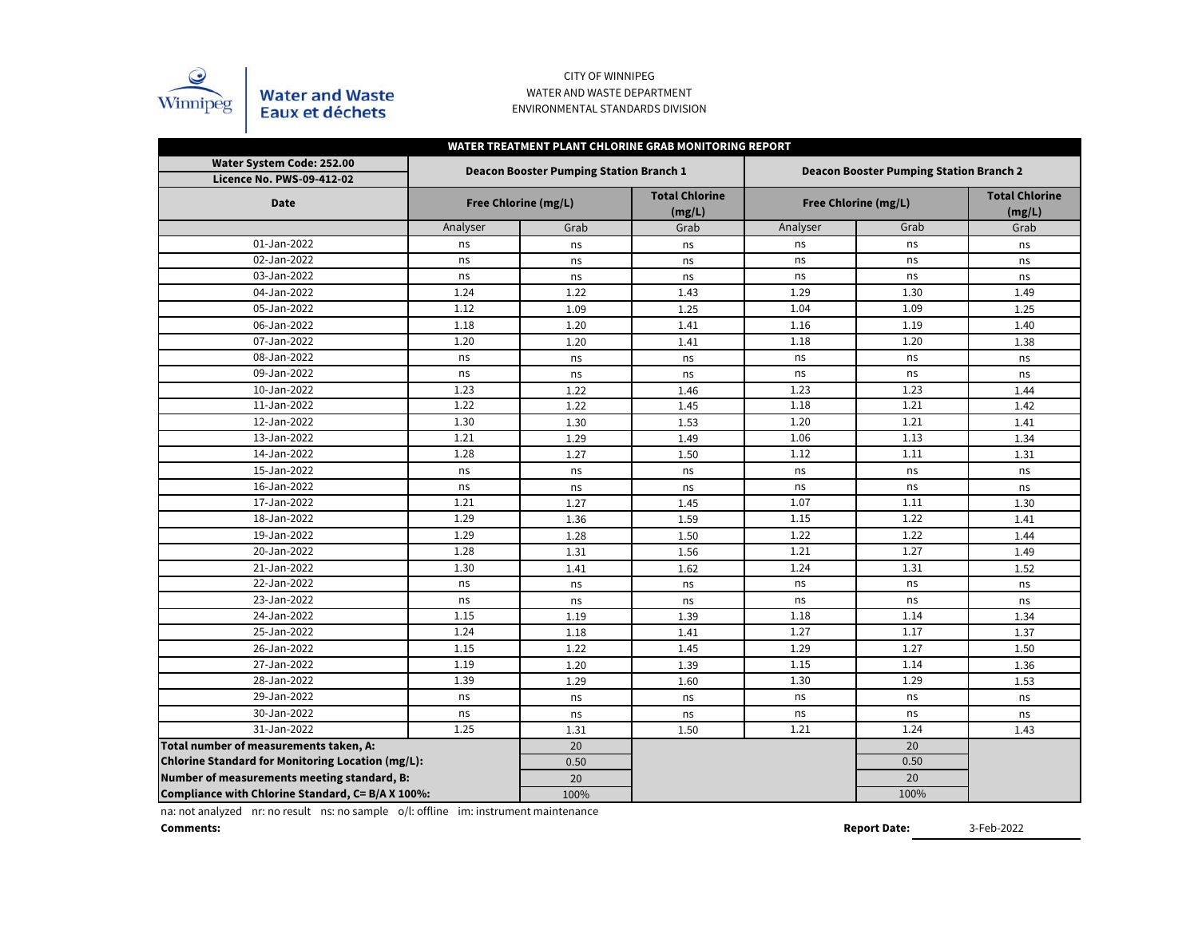CITY OF WINNIPEG
WATER AND WASTE DEPARTMENT
ENVIRONMENTAL STANDARDS DIVISION

Water and Waste
Eaux et déchets

## WATER TREATMENT PLANT CHLORINE GRAB MONITORING REPORT

| Water System Code: 252.00<br>Licence No. PWS-09-412-02 | Deacon Booster Pumping Station Branch 1 | | | Deacon Booster Pumping Station Branch 2 | | |
|---|---|---|---|---|---|---|
| Date | Free Chlorine (mg/L) | | Total Chlorine (mg/L) | Free Chlorine (mg/L) | | Total Chlorine (mg/L) |
| | Analyser | Grab | Grab | Analyser | Grab | Grab |
| 01-Jan-2022 | ns | ns | ns | ns | ns | ns |
| 02-Jan-2022 | ns | ns | ns | ns | ns | ns |
| 03-Jan-2022 | ns | ns | ns | ns | ns | ns |
| 04-Jan-2022 | 1.24 | 1.22 | 1.43 | 1.29 | 1.30 | 1.49 |
| 05-Jan-2022 | 1.12 | 1.09 | 1.25 | 1.04 | 1.09 | 1.25 |
| 06-Jan-2022 | 1.18 | 1.20 | 1.41 | 1.16 | 1.19 | 1.40 |
| 07-Jan-2022 | 1.20 | 1.20 | 1.41 | 1.18 | 1.20 | 1.38 |
| 08-Jan-2022 | ns | ns | ns | ns | ns | ns |
| 09-Jan-2022 | ns | ns | ns | ns | ns | ns |
| 10-Jan-2022 | 1.23 | 1.22 | 1.46 | 1.23 | 1.23 | 1.44 |
| 11-Jan-2022 | 1.22 | 1.22 | 1.45 | 1.18 | 1.21 | 1.42 |
| 12-Jan-2022 | 1.30 | 1.30 | 1.53 | 1.20 | 1.21 | 1.41 |
| 13-Jan-2022 | 1.21 | 1.29 | 1.49 | 1.06 | 1.13 | 1.34 |
| 14-Jan-2022 | 1.28 | 1.27 | 1.50 | 1.12 | 1.11 | 1.31 |
| 15-Jan-2022 | ns | ns | ns | ns | ns | ns |
| 16-Jan-2022 | ns | ns | ns | ns | ns | ns |
| 17-Jan-2022 | 1.21 | 1.27 | 1.45 | 1.07 | 1.11 | 1.30 |
| 18-Jan-2022 | 1.29 | 1.36 | 1.59 | 1.15 | 1.22 | 1.41 |
| 19-Jan-2022 | 1.29 | 1.28 | 1.50 | 1.22 | 1.22 | 1.44 |
| 20-Jan-2022 | 1.28 | 1.31 | 1.56 | 1.21 | 1.27 | 1.49 |
| 21-Jan-2022 | 1.30 | 1.41 | 1.62 | 1.24 | 1.31 | 1.52 |
| 22-Jan-2022 | ns | ns | ns | ns | ns | ns |
| 23-Jan-2022 | ns | ns | ns | ns | ns | ns |
| 24-Jan-2022 | 1.15 | 1.19 | 1.39 | 1.18 | 1.14 | 1.34 |
| 25-Jan-2022 | 1.24 | 1.18 | 1.41 | 1.27 | 1.17 | 1.37 |
| 26-Jan-2022 | 1.15 | 1.22 | 1.45 | 1.29 | 1.27 | 1.50 |
| 27-Jan-2022 | 1.19 | 1.20 | 1.39 | 1.15 | 1.14 | 1.36 |
| 28-Jan-2022 | 1.39 | 1.29 | 1.60 | 1.30 | 1.29 | 1.53 |
| 29-Jan-2022 | ns | ns | ns | ns | ns | ns |
| 30-Jan-2022 | ns | ns | ns | ns | ns | ns |
| 31-Jan-2022 | 1.25 | 1.31 | 1.50 | 1.21 | 1.24 | 1.43 |
| **Total number of measurements taken, A:** | | 20 | | | 20 | |
| **Chlorine Standard for Monitoring Location (mg/L):** | | 0.50 | | | 0.50 | |
| **Number of measurements meeting standard, B:** | | 20 | | | 20 | |
| **Compliance with Chlorine Standard, C= B/A X 100%:** | | 100% | | | 100% | |

na: not analyzed nr: no result ns: no sample o/l: offline im: instrument maintenance

**Comments:**

**Report Date:** 3-Feb-2022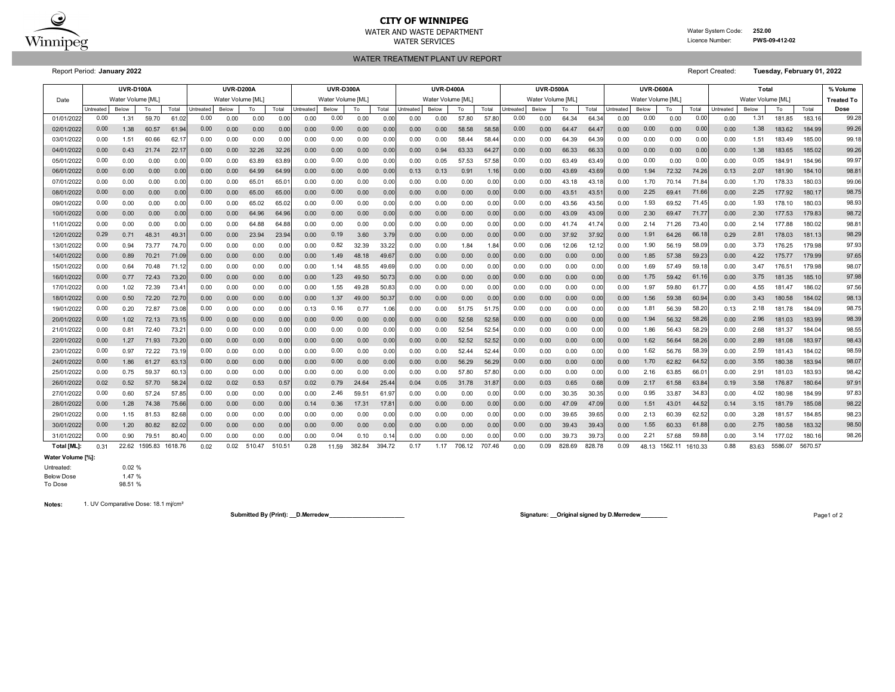# CITY OF WINNIPEG

WATER AND WASTE DEPARTMENT

WATER SERVICES

Water System Code: **252.00**

Licence Number: **PWS-09-412-02**

## WATER TREATMENT PLANT UV REPORT

Report Period: **January 2022**

Report Created: **Tuesday, February 01, 2022**

| Date | UVR-D100A | | | | UVR-D200A | | | | UVR-D300A | | | | UVR-D400A | | | | UVR-D500A | | | | UVR-D600A | | | | Total | | | | % Volume |
|---|---|---|---|---|---|---|---|---|---|---|---|---|---|---|---|---|---|---|---|---|---|---|---|---|---|---|---|---|---|
| | Water Volume [ML] | | | | Water Volume [ML] | | | | Water Volume [ML] | | | | Water Volume [ML] | | | | Water Volume [ML] | | | | Water Volume [ML] | | | | Water Volume [ML] | | | | Treated To |
| | Untreated | Below | To | Total | Untreated | Below | To | Total | Untreated | Below | To | Total | Untreated | Below | To | Total | Untreated | Below | To | Total | Untreated | Below | To | Total | Untreated | Below | To | Total | Dose |
| 01/01/2022 | 0.00 | 1.31 | 59.70 | 61.02 | 0.00 | 0.00 | 0.00 | 0.00 | 0.00 | 0.00 | 0.00 | 0.00 | 0.00 | 0.00 | 57.80 | 57.80 | 0.00 | 0.00 | 64.34 | 64.34 | 0.00 | 0.00 | 0.00 | 0.00 | 0.00 | 1.31 | 181.85 | 183.16 | 99.28 |
| 02/01/2022 | 0.00 | 1.38 | 60.57 | 61.94 | 0.00 | 0.00 | 0.00 | 0.00 | 0.00 | 0.00 | 0.00 | 0.00 | 0.00 | 0.00 | 58.58 | 58.58 | 0.00 | 0.00 | 64.47 | 64.47 | 0.00 | 0.00 | 0.00 | 0.00 | 0.00 | 1.38 | 183.62 | 184.99 | 99.26 |
| 03/01/2022 | 0.00 | 1.51 | 60.66 | 62.17 | 0.00 | 0.00 | 0.00 | 0.00 | 0.00 | 0.00 | 0.00 | 0.00 | 0.00 | 0.00 | 58.44 | 58.44 | 0.00 | 0.00 | 64.39 | 64.39 | 0.00 | 0.00 | 0.00 | 0.00 | 0.00 | 1.51 | 183.49 | 185.00 | 99.18 |
| 04/01/2022 | 0.00 | 0.43 | 21.74 | 22.17 | 0.00 | 0.00 | 32.26 | 32.26 | 0.00 | 0.00 | 0.00 | 0.00 | 0.00 | 0.94 | 63.33 | 64.27 | 0.00 | 0.00 | 66.33 | 66.33 | 0.00 | 0.00 | 0.00 | 0.00 | 0.00 | 1.38 | 183.65 | 185.02 | 99.26 |
| 05/01/2022 | 0.00 | 0.00 | 0.00 | 0.00 | 0.00 | 0.00 | 63.89 | 63.89 | 0.00 | 0.00 | 0.00 | 0.00 | 0.00 | 0.05 | 57.53 | 57.58 | 0.00 | 0.00 | 63.49 | 63.49 | 0.00 | 0.00 | 0.00 | 0.00 | 0.00 | 0.05 | 184.91 | 184.96 | 99.97 |
| 06/01/2022 | 0.00 | 0.00 | 0.00 | 0.00 | 0.00 | 0.00 | 64.99 | 64.99 | 0.00 | 0.00 | 0.00 | 0.00 | 0.13 | 0.13 | 0.91 | 1.16 | 0.00 | 0.00 | 43.69 | 43.69 | 0.00 | 1.94 | 72.32 | 74.26 | 0.13 | 2.07 | 181.90 | 184.10 | 98.81 |
| 07/01/2022 | 0.00 | 0.00 | 0.00 | 0.00 | 0.00 | 0.00 | 65.01 | 65.01 | 0.00 | 0.00 | 0.00 | 0.00 | 0.00 | 0.00 | 0.00 | 0.00 | 0.00 | 0.00 | 43.18 | 43.18 | 0.00 | 1.70 | 70.14 | 71.84 | 0.00 | 1.70 | 178.33 | 180.03 | 99.06 |
| 08/01/2022 | 0.00 | 0.00 | 0.00 | 0.00 | 0.00 | 0.00 | 65.00 | 65.00 | 0.00 | 0.00 | 0.00 | 0.00 | 0.00 | 0.00 | 0.00 | 0.00 | 0.00 | 0.00 | 43.51 | 43.51 | 0.00 | 2.25 | 69.41 | 71.66 | 0.00 | 2.25 | 177.92 | 180.17 | 98.75 |
| 09/01/2022 | 0.00 | 0.00 | 0.00 | 0.00 | 0.00 | 0.00 | 65.02 | 65.02 | 0.00 | 0.00 | 0.00 | 0.00 | 0.00 | 0.00 | 0.00 | 0.00 | 0.00 | 0.00 | 43.56 | 43.56 | 0.00 | 1.93 | 69.52 | 71.45 | 0.00 | 1.93 | 178.10 | 180.03 | 98.93 |
| 10/01/2022 | 0.00 | 0.00 | 0.00 | 0.00 | 0.00 | 0.00 | 64.96 | 64.96 | 0.00 | 0.00 | 0.00 | 0.00 | 0.00 | 0.00 | 0.00 | 0.00 | 0.00 | 0.00 | 43.09 | 43.09 | 0.00 | 2.30 | 69.47 | 71.77 | 0.00 | 2.30 | 177.53 | 179.83 | 98.72 |
| 11/01/2022 | 0.00 | 0.00 | 0.00 | 0.00 | 0.00 | 0.00 | 64.88 | 64.88 | 0.00 | 0.00 | 0.00 | 0.00 | 0.00 | 0.00 | 0.00 | 0.00 | 0.00 | 0.00 | 41.74 | 41.74 | 0.00 | 2.14 | 71.26 | 73.40 | 0.00 | 2.14 | 177.88 | 180.02 | 98.81 |
| 12/01/2022 | 0.29 | 0.71 | 48.31 | 49.31 | 0.00 | 0.00 | 23.94 | 23.94 | 0.00 | 0.19 | 3.60 | 3.79 | 0.00 | 0.00 | 0.00 | 0.00 | 0.00 | 0.00 | 37.92 | 37.92 | 0.00 | 1.91 | 64.26 | 66.18 | 0.29 | 2.81 | 178.03 | 181.13 | 98.29 |
| 13/01/2022 | 0.00 | 0.94 | 73.77 | 74.70 | 0.00 | 0.00 | 0.00 | 0.00 | 0.00 | 0.82 | 32.39 | 33.22 | 0.00 | 0.00 | 1.84 | 1.84 | 0.00 | 0.06 | 12.06 | 12.12 | 0.00 | 1.90 | 56.19 | 58.09 | 0.00 | 3.73 | 176.25 | 179.98 | 97.93 |
| 14/01/2022 | 0.00 | 0.89 | 70.21 | 71.09 | 0.00 | 0.00 | 0.00 | 0.00 | 0.00 | 1.49 | 48.18 | 49.67 | 0.00 | 0.00 | 0.00 | 0.00 | 0.00 | 0.00 | 0.00 | 0.00 | 0.00 | 1.85 | 57.38 | 59.23 | 0.00 | 4.22 | 175.77 | 179.99 | 97.65 |
| 15/01/2022 | 0.00 | 0.64 | 70.48 | 71.12 | 0.00 | 0.00 | 0.00 | 0.00 | 0.00 | 1.14 | 48.55 | 49.69 | 0.00 | 0.00 | 0.00 | 0.00 | 0.00 | 0.00 | 0.00 | 0.00 | 0.00 | 1.69 | 57.49 | 59.18 | 0.00 | 3.47 | 176.51 | 179.98 | 98.07 |
| 16/01/2022 | 0.00 | 0.77 | 72.43 | 73.20 | 0.00 | 0.00 | 0.00 | 0.00 | 0.00 | 1.23 | 49.50 | 50.73 | 0.00 | 0.00 | 0.00 | 0.00 | 0.00 | 0.00 | 0.00 | 0.00 | 0.00 | 1.75 | 59.42 | 61.16 | 0.00 | 3.75 | 181.35 | 185.10 | 97.98 |
| 17/01/2022 | 0.00 | 1.02 | 72.39 | 73.41 | 0.00 | 0.00 | 0.00 | 0.00 | 0.00 | 1.55 | 49.28 | 50.83 | 0.00 | 0.00 | 0.00 | 0.00 | 0.00 | 0.00 | 0.00 | 0.00 | 0.00 | 1.97 | 59.80 | 61.77 | 0.00 | 4.55 | 181.47 | 186.02 | 97.56 |
| 18/01/2022 | 0.00 | 0.50 | 72.20 | 72.70 | 0.00 | 0.00 | 0.00 | 0.00 | 0.00 | 1.37 | 49.00 | 50.37 | 0.00 | 0.00 | 0.00 | 0.00 | 0.00 | 0.00 | 0.00 | 0.00 | 0.00 | 1.56 | 59.38 | 60.94 | 0.00 | 3.43 | 180.58 | 184.02 | 98.13 |
| 19/01/2022 | 0.00 | 0.20 | 72.87 | 73.08 | 0.00 | 0.00 | 0.00 | 0.00 | 0.13 | 0.16 | 0.77 | 1.06 | 0.00 | 0.00 | 51.75 | 51.75 | 0.00 | 0.00 | 0.00 | 0.00 | 0.00 | 1.81 | 56.39 | 58.20 | 0.13 | 2.18 | 181.78 | 184.09 | 98.75 |
| 20/01/2022 | 0.00 | 1.02 | 72.13 | 73.15 | 0.00 | 0.00 | 0.00 | 0.00 | 0.00 | 0.00 | 0.00 | 0.00 | 0.00 | 0.00 | 52.58 | 52.58 | 0.00 | 0.00 | 0.00 | 0.00 | 0.00 | 1.94 | 56.32 | 58.26 | 0.00 | 2.96 | 181.03 | 183.99 | 98.39 |
| 21/01/2022 | 0.00 | 0.81 | 72.40 | 73.21 | 0.00 | 0.00 | 0.00 | 0.00 | 0.00 | 0.00 | 0.00 | 0.00 | 0.00 | 0.00 | 52.54 | 52.54 | 0.00 | 0.00 | 0.00 | 0.00 | 0.00 | 1.86 | 56.43 | 58.29 | 0.00 | 2.68 | 181.37 | 184.04 | 98.55 |
| 22/01/2022 | 0.00 | 1.27 | 71.93 | 73.20 | 0.00 | 0.00 | 0.00 | 0.00 | 0.00 | 0.00 | 0.00 | 0.00 | 0.00 | 0.00 | 52.52 | 52.52 | 0.00 | 0.00 | 0.00 | 0.00 | 0.00 | 1.62 | 56.64 | 58.26 | 0.00 | 2.89 | 181.08 | 183.97 | 98.43 |
| 23/01/2022 | 0.00 | 0.97 | 72.22 | 73.19 | 0.00 | 0.00 | 0.00 | 0.00 | 0.00 | 0.00 | 0.00 | 0.00 | 0.00 | 0.00 | 52.44 | 52.44 | 0.00 | 0.00 | 0.00 | 0.00 | 0.00 | 1.62 | 56.76 | 58.39 | 0.00 | 2.59 | 181.43 | 184.02 | 98.59 |
| 24/01/2022 | 0.00 | 1.86 | 61.27 | 63.13 | 0.00 | 0.00 | 0.00 | 0.00 | 0.00 | 0.00 | 0.00 | 0.00 | 0.00 | 0.00 | 56.29 | 56.29 | 0.00 | 0.00 | 0.00 | 0.00 | 0.00 | 1.70 | 62.82 | 64.52 | 0.00 | 3.55 | 180.38 | 183.94 | 98.07 |
| 25/01/2022 | 0.00 | 0.75 | 59.37 | 60.13 | 0.00 | 0.00 | 0.00 | 0.00 | 0.00 | 0.00 | 0.00 | 0.00 | 0.00 | 0.00 | 57.80 | 57.80 | 0.00 | 0.00 | 0.00 | 0.00 | 0.00 | 2.16 | 63.85 | 66.01 | 0.00 | 2.91 | 181.03 | 183.93 | 98.42 |
| 26/01/2022 | 0.02 | 0.52 | 57.70 | 58.24 | 0.02 | 0.02 | 0.53 | 0.57 | 0.02 | 0.79 | 24.64 | 25.44 | 0.04 | 0.05 | 31.78 | 31.87 | 0.00 | 0.03 | 0.65 | 0.68 | 0.09 | 2.17 | 61.58 | 63.84 | 0.19 | 3.58 | 176.87 | 180.64 | 97.91 |
| 27/01/2022 | 0.00 | 0.60 | 57.24 | 57.85 | 0.00 | 0.00 | 0.00 | 0.00 | 0.00 | 2.46 | 59.51 | 61.97 | 0.00 | 0.00 | 0.00 | 0.00 | 0.00 | 0.00 | 30.35 | 30.35 | 0.00 | 0.95 | 33.87 | 34.83 | 0.00 | 4.02 | 180.98 | 184.99 | 97.83 |
| 28/01/2022 | 0.00 | 1.28 | 74.38 | 75.66 | 0.00 | 0.00 | 0.00 | 0.00 | 0.14 | 0.36 | 17.31 | 17.81 | 0.00 | 0.00 | 0.00 | 0.00 | 0.00 | 0.00 | 47.09 | 47.09 | 0.00 | 1.51 | 43.01 | 44.52 | 0.14 | 3.15 | 181.79 | 185.08 | 98.22 |
| 29/01/2022 | 0.00 | 1.15 | 81.53 | 82.68 | 0.00 | 0.00 | 0.00 | 0.00 | 0.00 | 0.00 | 0.00 | 0.00 | 0.00 | 0.00 | 0.00 | 0.00 | 0.00 | 0.00 | 39.65 | 39.65 | 0.00 | 2.13 | 60.39 | 62.52 | 0.00 | 3.28 | 181.57 | 184.85 | 98.23 |
| 30/01/2022 | 0.00 | 1.20 | 80.82 | 82.02 | 0.00 | 0.00 | 0.00 | 0.00 | 0.00 | 0.00 | 0.00 | 0.00 | 0.00 | 0.00 | 0.00 | 0.00 | 0.00 | 0.00 | 39.43 | 39.43 | 0.00 | 1.55 | 60.33 | 61.88 | 0.00 | 2.75 | 180.58 | 183.32 | 98.50 |
| 31/01/2022 | 0.00 | 0.90 | 79.51 | 80.40 | 0.00 | 0.00 | 0.00 | 0.00 | 0.00 | 0.04 | 0.10 | 0.14 | 0.00 | 0.00 | 0.00 | 0.00 | 0.00 | 0.00 | 39.73 | 39.73 | 0.00 | 2.21 | 57.68 | 59.88 | 0.00 | 3.14 | 177.02 | 180.16 | 98.26 |
| Total [ML]: | 0.31 | 22.62 | 1595.83 | 1618.76 | 0.02 | 0.02 | 510.47 | 510.51 | 0.28 | 11.59 | 382.84 | 394.72 | 0.17 | 1.17 | 706.12 | 707.46 | 0.00 | 0.09 | 828.69 | 828.78 | 0.09 | 48.13 | 1562.11 | 1610.33 | 0.88 | 83.63 | 5586.07 | 5670.57 | |

**Water Volume [%]:**

| | |
|---|---|
| Untreated: | 0.02 % |
| Below Dose | 1.47 % |
| To Dose | 98.51 % |

**Notes:** 1. UV Comparative Dose: 18.1 mj/cm²

**Submitted By (Print):** __D.Merredew______________________

**Signature:** __Original signed by D.Merredew________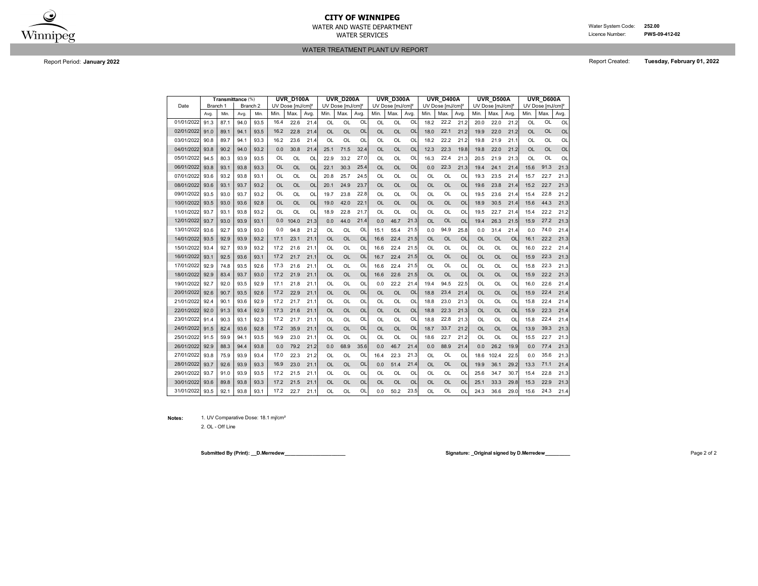# CITY OF WINNIPEG

WATER AND WASTE DEPARTMENT

WATER SERVICES

Water System Code: **252.00**

Licence Number: **PWS-09-412-02**

## WATER TREATMENT PLANT UV REPORT

Report Period: **January 2022**

Report Created: **Tuesday, February 01, 2022**

| Date | Transmittance (%) | | | | UVR_D100A | | | UVR_D200A | | | UVR_D300A | | | UVR_D400A | | | UVR_D500A | | | UVR_D600A | | |
|---|---|---|---|---|---|---|---|---|---|---|---|---|---|---|---|---|---|---|---|---|---|---|
| | Branch 1 | | Branch 2 | | UV Dose [mJ/cm]² | | | UV Dose [mJ/cm]² | | | UV Dose [mJ/cm]² | | | UV Dose [mJ/cm]² | | | UV Dose [mJ/cm]² | | | UV Dose [mJ/cm]² | | |
| | Avg. | Min. | Avg. | Min. | Min. | Max. | Avg. | Min. | Max. | Avg. | Min. | Max. | Avg. | Min. | Max. | Avg. | Min. | Max. | Avg. | Min. | Max. | Avg. |
| 01/01/2022 | 91.3 | 87.1 | 94.0 | 93.5 | 16.4 | 22.6 | 21.4 | OL | OL | OL | OL | OL | OL | 18.2 | 22.2 | 21.2 | 20.0 | 22.0 | 21.2 | OL | OL | OL |
| 02/01/2022 | 91.0 | 89.1 | 94.1 | 93.5 | 16.2 | 22.8 | 21.4 | OL | OL | OL | OL | OL | OL | 18.0 | 22.1 | 21.2 | 19.9 | 22.0 | 21.2 | OL | OL | OL |
| 03/01/2022 | 90.8 | 89.7 | 94.1 | 93.3 | 16.2 | 23.6 | 21.4 | OL | OL | OL | OL | OL | OL | 18.2 | 22.2 | 21.2 | 19.8 | 21.9 | 21.1 | OL | OL | OL |
| 04/01/2022 | 93.8 | 90.2 | 94.0 | 93.2 | 0.0 | 30.8 | 21.4 | 25.1 | 71.5 | 32.4 | OL | OL | OL | 12.3 | 22.3 | 19.8 | 19.8 | 22.0 | 21.2 | OL | OL | OL |
| 05/01/2022 | 94.5 | 80.3 | 93.9 | 93.5 | OL | OL | OL | 22.9 | 33.2 | 27.0 | OL | OL | OL | 16.3 | 22.4 | 21.3 | 20.5 | 21.9 | 21.3 | OL | OL | OL |
| 06/01/2022 | 93.8 | 93.1 | 93.8 | 93.3 | OL | OL | OL | 22.1 | 30.3 | 25.4 | OL | OL | OL | 0.0 | 22.3 | 21.3 | 19.4 | 24.1 | 21.4 | 15.6 | 91.3 | 21.3 |
| 07/01/2022 | 93.6 | 93.2 | 93.8 | 93.1 | OL | OL | OL | 20.8 | 25.7 | 24.5 | OL | OL | OL | OL | OL | OL | 19.3 | 23.5 | 21.4 | 15.7 | 22.7 | 21.3 |
| 08/01/2022 | 93.6 | 93.1 | 93.7 | 93.2 | OL | OL | OL | 20.1 | 24.9 | 23.7 | OL | OL | OL | OL | OL | OL | 19.6 | 23.8 | 21.4 | 15.2 | 22.7 | 21.3 |
| 09/01/2022 | 93.5 | 93.0 | 93.7 | 93.2 | OL | OL | OL | 19.7 | 23.8 | 22.8 | OL | OL | OL | OL | OL | OL | 19.5 | 23.6 | 21.4 | 15.4 | 22.8 | 21.2 |
| 10/01/2022 | 93.5 | 93.0 | 93.6 | 92.8 | OL | OL | OL | 19.0 | 42.0 | 22.1 | OL | OL | OL | OL | OL | OL | 18.9 | 30.5 | 21.4 | 15.6 | 44.3 | 21.3 |
| 11/01/2022 | 93.7 | 93.1 | 93.8 | 93.2 | OL | OL | OL | 18.9 | 22.8 | 21.7 | OL | OL | OL | OL | OL | OL | 19.5 | 22.7 | 21.4 | 15.4 | 22.2 | 21.2 |
| 12/01/2022 | 93.7 | 93.0 | 93.9 | 93.1 | 0.0 | 104.0 | 21.3 | 0.0 | 44.0 | 21.4 | 0.0 | 46.7 | 21.3 | OL | OL | OL | 19.4 | 26.3 | 21.5 | 15.9 | 27.2 | 21.3 |
| 13/01/2022 | 93.6 | 92.7 | 93.9 | 93.0 | 0.0 | 94.8 | 21.2 | OL | OL | OL | 15.1 | 55.4 | 21.5 | 0.0 | 94.9 | 25.8 | 0.0 | 31.4 | 21.4 | 0.0 | 74.0 | 21.4 |
| 14/01/2022 | 93.5 | 92.9 | 93.9 | 93.2 | 17.1 | 23.1 | 21.1 | OL | OL | OL | 16.6 | 22.4 | 21.5 | OL | OL | OL | OL | OL | OL | 16.1 | 22.2 | 21.3 |
| 15/01/2022 | 93.4 | 92.7 | 93.9 | 93.2 | 17.2 | 21.6 | 21.1 | OL | OL | OL | 16.6 | 22.4 | 21.5 | OL | OL | OL | OL | OL | OL | 16.0 | 22.2 | 21.4 |
| 16/01/2022 | 93.1 | 92.5 | 93.6 | 93.1 | 17.2 | 21.7 | 21.1 | OL | OL | OL | 16.7 | 22.4 | 21.5 | OL | OL | OL | OL | OL | OL | 15.9 | 22.3 | 21.3 |
| 17/01/2022 | 92.9 | 74.8 | 93.5 | 92.6 | 17.3 | 21.6 | 21.1 | OL | OL | OL | 16.6 | 22.4 | 21.5 | OL | OL | OL | OL | OL | OL | 15.8 | 22.3 | 21.3 |
| 18/01/2022 | 92.9 | 83.4 | 93.7 | 93.0 | 17.2 | 21.9 | 21.1 | OL | OL | OL | 16.6 | 22.6 | 21.5 | OL | OL | OL | OL | OL | OL | 15.9 | 22.2 | 21.3 |
| 19/01/2022 | 92.7 | 92.0 | 93.5 | 92.9 | 17.1 | 21.8 | 21.1 | OL | OL | OL | 0.0 | 22.2 | 21.4 | 19.4 | 94.5 | 22.5 | OL | OL | OL | 16.0 | 22.6 | 21.4 |
| 20/01/2022 | 92.6 | 90.7 | 93.5 | 92.6 | 17.2 | 22.9 | 21.1 | OL | OL | OL | OL | OL | OL | 18.8 | 23.4 | 21.4 | OL | OL | OL | 15.9 | 22.4 | 21.4 |
| 21/01/2022 | 92.4 | 90.1 | 93.6 | 92.9 | 17.2 | 21.7 | 21.1 | OL | OL | OL | OL | OL | OL | 18.8 | 23.0 | 21.3 | OL | OL | OL | 15.8 | 22.4 | 21.4 |
| 22/01/2022 | 92.0 | 91.3 | 93.4 | 92.9 | 17.3 | 21.6 | 21.1 | OL | OL | OL | OL | OL | OL | 18.8 | 22.3 | 21.3 | OL | OL | OL | 15.9 | 22.3 | 21.4 |
| 23/01/2022 | 91.4 | 90.3 | 93.1 | 92.3 | 17.2 | 21.7 | 21.1 | OL | OL | OL | OL | OL | OL | 18.8 | 22.8 | 21.3 | OL | OL | OL | 15.8 | 22.4 | 21.4 |
| 24/01/2022 | 91.5 | 82.4 | 93.6 | 92.8 | 17.2 | 35.9 | 21.1 | OL | OL | OL | OL | OL | OL | 18.7 | 33.7 | 21.2 | OL | OL | OL | 13.9 | 39.3 | 21.3 |
| 25/01/2022 | 91.5 | 59.9 | 94.1 | 93.5 | 16.9 | 23.0 | 21.1 | OL | OL | OL | OL | OL | OL | 18.6 | 22.7 | 21.2 | OL | OL | OL | 15.5 | 22.7 | 21.3 |
| 26/01/2022 | 92.9 | 88.3 | 94.4 | 93.8 | 0.0 | 79.2 | 21.2 | 0.0 | 68.9 | 35.6 | 0.0 | 46.7 | 21.4 | 0.0 | 88.9 | 21.4 | 0.0 | 26.2 | 19.9 | 0.0 | 77.4 | 21.3 |
| 27/01/2022 | 93.8 | 75.9 | 93.9 | 93.4 | 17.0 | 22.3 | 21.2 | OL | OL | OL | 16.4 | 22.3 | 21.3 | OL | OL | OL | 18.6 | 102.4 | 22.5 | 0.0 | 35.6 | 21.3 |
| 28/01/2022 | 93.7 | 92.6 | 93.9 | 93.3 | 16.9 | 23.0 | 21.1 | OL | OL | OL | 0.0 | 51.4 | 21.4 | OL | OL | OL | 19.9 | 36.1 | 29.2 | 13.3 | 71.1 | 21.4 |
| 29/01/2022 | 93.7 | 91.0 | 93.9 | 93.5 | 17.2 | 21.5 | 21.1 | OL | OL | OL | OL | OL | OL | OL | OL | OL | 25.6 | 34.7 | 30.7 | 15.4 | 22.8 | 21.3 |
| 30/01/2022 | 93.6 | 89.8 | 93.8 | 93.3 | 17.2 | 21.5 | 21.1 | OL | OL | OL | OL | OL | OL | OL | OL | OL | 25.1 | 33.3 | 29.8 | 15.3 | 22.9 | 21.3 |
| 31/01/2022 | 93.5 | 92.1 | 93.8 | 93.1 | 17.2 | 22.7 | 21.1 | OL | OL | OL | 0.0 | 50.2 | 23.5 | OL | OL | OL | 24.3 | 36.6 | 29.0 | 15.6 | 24.3 | 21.4 |

**Notes:**

1. UV Comparative Dose: 18.1 mj/cm²
2. OL - Off Line

**Submitted By (Print): __D.Merredew______________________**

**Signature: _Original signed by D.Merredew_________**